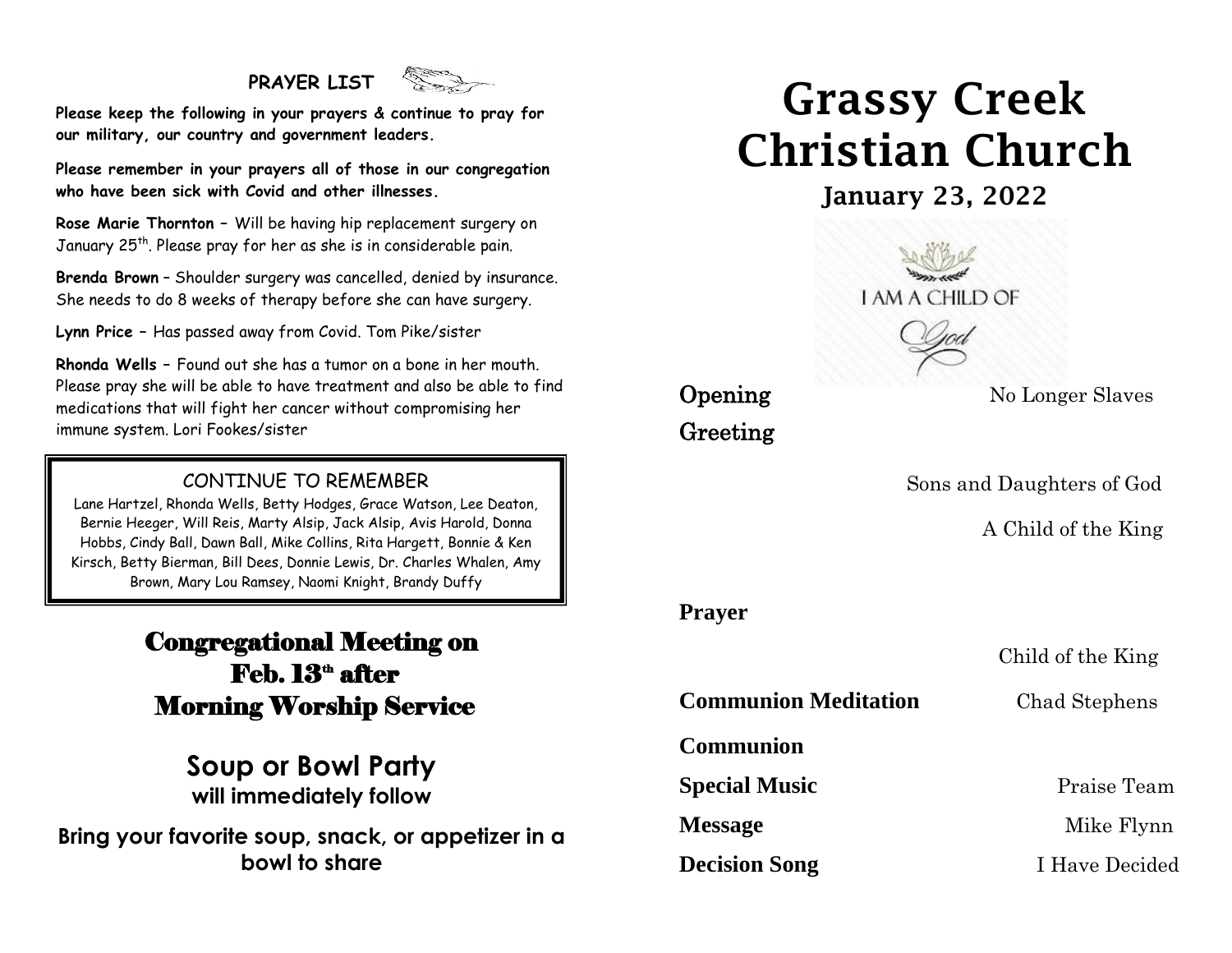## PRAYER LIST

**Please keep the following in your prayers & continue to pray for our military, our country and government leaders.**

**Please remember in your prayers all of those in our congregation who have been sick with Covid and other illnesses.**

**Rose Marie Thornton** – Will be having hip replacement surgery on January 25th. Please pray for her as she is in considerable pain.

**Brenda Brown** – Shoulder surgery was cancelled, denied by insurance. She needs to do 8 weeks of therapy before she can have surgery.

**Lynn Price** – Has passed away from Covid. Tom Pike/sister

**Rhonda Wells** – Found out she has a tumor on a bone in her mouth. Please pray she will be able to have treatment and also be able to find medications that will fight her cancer without compromising her immune system. Lori Fookes/sister

### CONTINUE TO REMEMBER

Lane Hartzel, Rhonda Wells, Betty Hodges, Grace Watson, Lee Deaton, Bernie Heeger, Will Reis, Marty Alsip, Jack Alsip, Avis Harold, Donna Hobbs, Cindy Ball, Dawn Ball, Mike Collins, Rita Hargett, Bonnie & Ken Kirsch, Betty Bierman, Bill Dees, Donnie Lewis, Dr. Charles Whalen, Amy Brown, Mary Lou Ramsey, Naomi Knight, Brandy Duffy

## Congregational Meeting on Feb. 13th after Morning Worship Service

## Soup or Bowl Party

**will immediately follow**

**Bring your favorite soup, snack, or appetizer in a bowl to share**

# Grassy Creek Christian Church

## January 23, 2022

I AM A CHILD OF God

**Opening** — No Longer Slaves

**Greeting**

Sons and Daughters of God

A Child of the King

**Prayer**

Child of the King

**Communion Meditation** — Chad Stephens

**Communion**

**Special Music** — Praise Team

**Message** — Mike Flynn

**Decision Song** — I Have Decided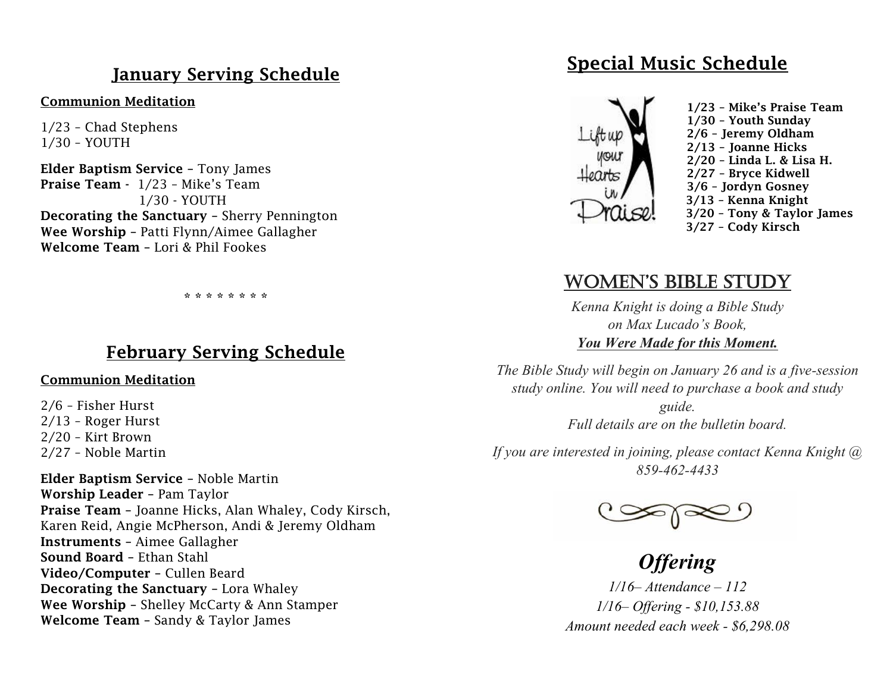## January Serving Schedule

**Communion Meditation**

1/23 – Chad Stephens
1/30 – YOUTH

**Elder Baptism Service** – Tony James
**Praise Team** - 1/23 – Mike's Team
1/30 - YOUTH
**Decorating the Sanctuary** – Sherry Pennington
**Wee Worship** – Patti Flynn/Aimee Gallagher
**Welcome Team** – Lori & Phil Fookes

* * * * * * * *

## February Serving Schedule

**Communion Meditation**

2/6 – Fisher Hurst
2/13 – Roger Hurst
2/20 – Kirt Brown
2/27 – Noble Martin

**Elder Baptism Service** – Noble Martin
**Worship Leader** – Pam Taylor
**Praise Team** – Joanne Hicks, Alan Whaley, Cody Kirsch, Karen Reid, Angie McPherson, Andi & Jeremy Oldham
**Instruments** – Aimee Gallagher
**Sound Board** – Ethan Stahl
**Video/Computer** – Cullen Beard
**Decorating the Sanctuary** – Lora Whaley
**Wee Worship** – Shelley McCarty & Ann Stamper
**Welcome Team** – Sandy & Taylor James

## Special Music Schedule

Lift up your Hearts in Praise!

**1/23 – Mike's Praise Team**
**1/30 – Youth Sunday**
**2/6 – Jeremy Oldham**
**2/13 – Joanne Hicks**
**2/20 – Linda L. & Lisa H.**
**2/27 – Bryce Kidwell**
**3/6 – Jordyn Gosney**
**3/13 – Kenna Knight**
**3/20 – Tony & Taylor James**
**3/27 – Cody Kirsch**

## WOMEN'S BIBLE STUDY

*Kenna Knight is doing a Bible Study on Max Lucado's Book,* ***You Were Made for this Moment.***

*The Bible Study will begin on January 26 and is a five-session study online. You will need to purchase a book and study guide.*
*Full details are on the bulletin board.*

*If you are interested in joining, please contact Kenna Knight @ 859-462-4433*

## *Offering*

*1/16– Attendance – 112*
*1/16– Offering - $10,153.88*
*Amount needed each week - $6,298.08*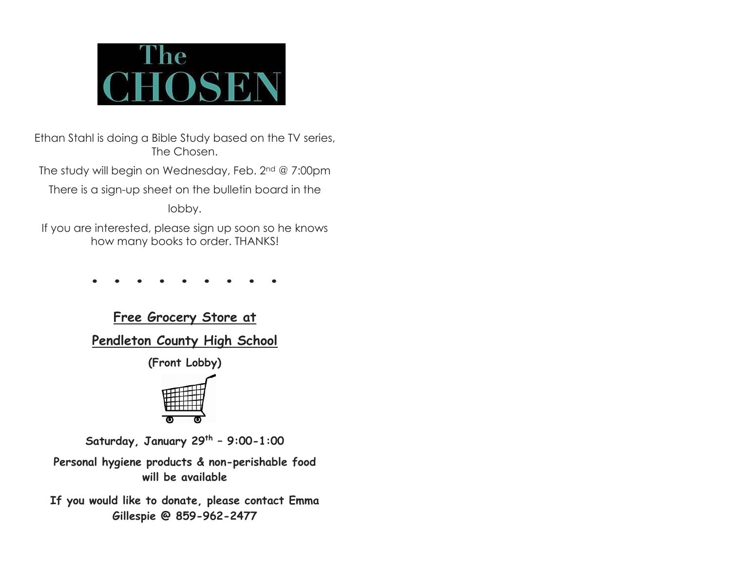# The CHOSEN

Ethan Stahl is doing a Bible Study based on the TV series, The Chosen.

The study will begin on Wednesday, Feb. 2nd @ 7:00pm

There is a sign-up sheet on the bulletin board in the lobby.

If you are interested, please sign up soon so he knows how many books to order. THANKS!

• • • • • • • • •

## Free Grocery Store at Pendleton County High School

**(Front Lobby)**

**Saturday, January 29th – 9:00-1:00**

**Personal hygiene products & non-perishable food will be available**

**If you would like to donate, please contact Emma Gillespie @ 859-962-2477**